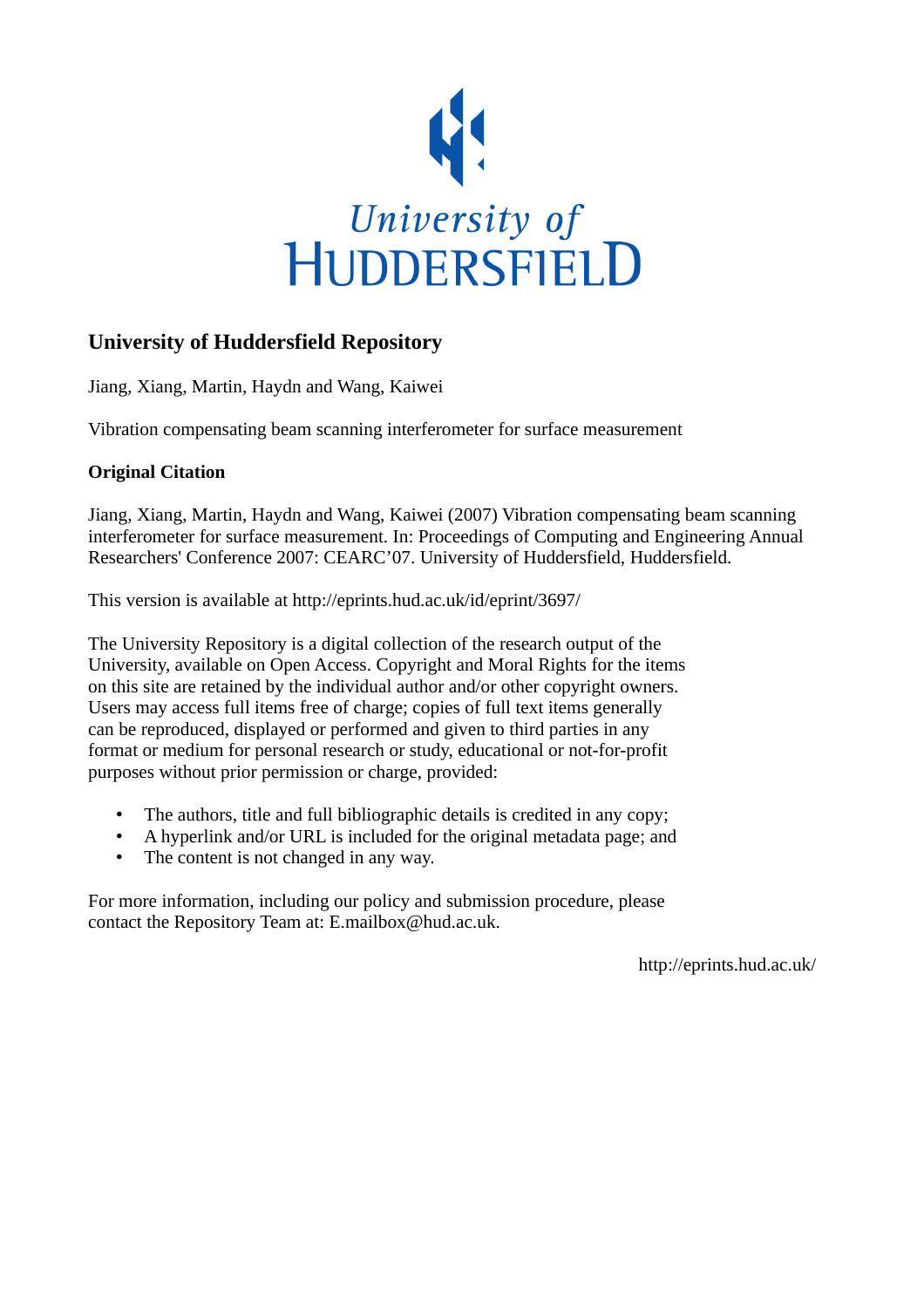University of HUDDERSFIELD

# University of Huddersfield Repository

Jiang, Xiang, Martin, Haydn and Wang, Kaiwei

Vibration compensating beam scanning interferometer for surface measurement

## Original Citation

Jiang, Xiang, Martin, Haydn and Wang, Kaiwei (2007) Vibration compensating beam scanning interferometer for surface measurement. In: Proceedings of Computing and Engineering Annual Researchers' Conference 2007: CEARC'07. University of Huddersfield, Huddersfield.

This version is available at http://eprints.hud.ac.uk/id/eprint/3697/

The University Repository is a digital collection of the research output of the University, available on Open Access. Copyright and Moral Rights for the items on this site are retained by the individual author and/or other copyright owners. Users may access full items free of charge; copies of full text items generally can be reproduced, displayed or performed and given to third parties in any format or medium for personal research or study, educational or not-for-profit purposes without prior permission or charge, provided:

- The authors, title and full bibliographic details is credited in any copy;
- A hyperlink and/or URL is included for the original metadata page; and
- The content is not changed in any way.

For more information, including our policy and submission procedure, please contact the Repository Team at: E.mailbox@hud.ac.uk.

http://eprints.hud.ac.uk/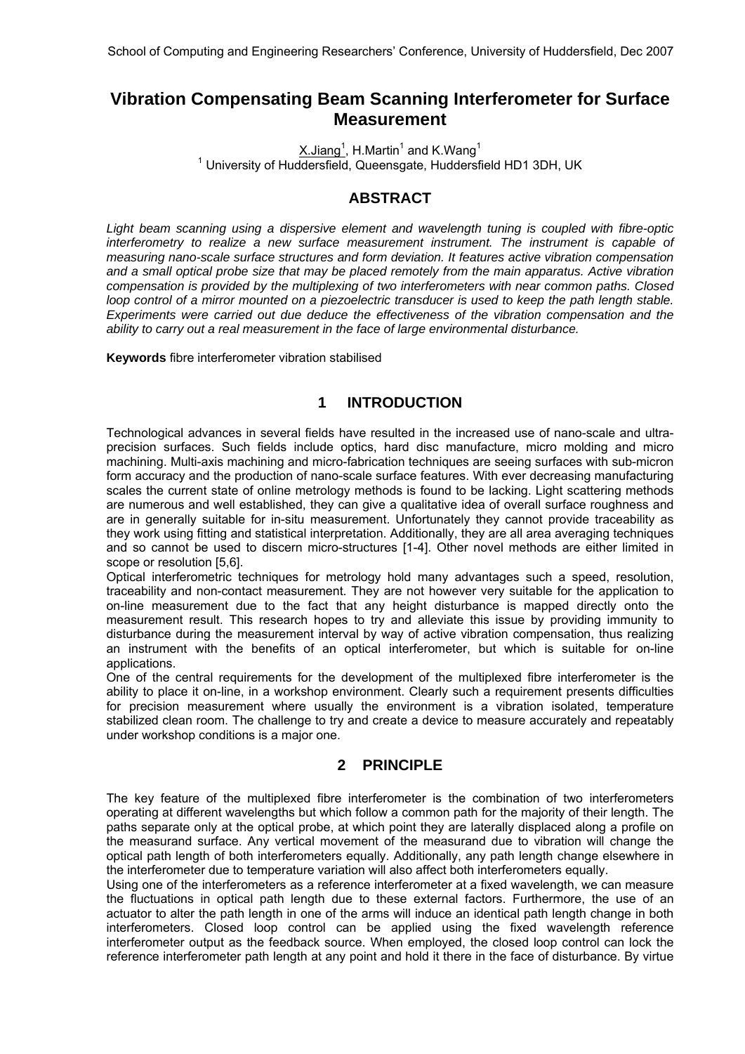# Vibration Compensating Beam Scanning Interferometer for Surface Measurement

X.Jiang[1], H.Martin[1] and K.Wang[1]
[1] University of Huddersfield, Queensgate, Huddersfield HD1 3DH, UK

## ABSTRACT

*Light beam scanning using a dispersive element and wavelength tuning is coupled with fibre-optic interferometry to realize a new surface measurement instrument. The instrument is capable of measuring nano-scale surface structures and form deviation. It features active vibration compensation and a small optical probe size that may be placed remotely from the main apparatus. Active vibration compensation is provided by the multiplexing of two interferometers with near common paths. Closed loop control of a mirror mounted on a piezoelectric transducer is used to keep the path length stable. Experiments were carried out due deduce the effectiveness of the vibration compensation and the ability to carry out a real measurement in the face of large environmental disturbance.*

**Keywords** fibre interferometer vibration stabilised

## 1 INTRODUCTION

Technological advances in several fields have resulted in the increased use of nano-scale and ultra-precision surfaces. Such fields include optics, hard disc manufacture, micro molding and micro machining. Multi-axis machining and micro-fabrication techniques are seeing surfaces with sub-micron form accuracy and the production of nano-scale surface features. With ever decreasing manufacturing scales the current state of online metrology methods is found to be lacking. Light scattering methods are numerous and well established, they can give a qualitative idea of overall surface roughness and are in generally suitable for in-situ measurement. Unfortunately they cannot provide traceability as they work using fitting and statistical interpretation. Additionally, they are all area averaging techniques and so cannot be used to discern micro-structures [1-4]. Other novel methods are either limited in scope or resolution [5,6].

Optical interferometric techniques for metrology hold many advantages such a speed, resolution, traceability and non-contact measurement. They are not however very suitable for the application to on-line measurement due to the fact that any height disturbance is mapped directly onto the measurement result. This research hopes to try and alleviate this issue by providing immunity to disturbance during the measurement interval by way of active vibration compensation, thus realizing an instrument with the benefits of an optical interferometer, but which is suitable for on-line applications.

One of the central requirements for the development of the multiplexed fibre interferometer is the ability to place it on-line, in a workshop environment. Clearly such a requirement presents difficulties for precision measurement where usually the environment is a vibration isolated, temperature stabilized clean room. The challenge to try and create a device to measure accurately and repeatably under workshop conditions is a major one.

## 2 PRINCIPLE

The key feature of the multiplexed fibre interferometer is the combination of two interferometers operating at different wavelengths but which follow a common path for the majority of their length. The paths separate only at the optical probe, at which point they are laterally displaced along a profile on the measurand surface. Any vertical movement of the measurand due to vibration will change the optical path length of both interferometers equally. Additionally, any path length change elsewhere in the interferometer due to temperature variation will also affect both interferometers equally.

Using one of the interferometers as a reference interferometer at a fixed wavelength, we can measure the fluctuations in optical path length due to these external factors. Furthermore, the use of an actuator to alter the path length in one of the arms will induce an identical path length change in both interferometers. Closed loop control can be applied using the fixed wavelength reference interferometer output as the feedback source. When employed, the closed loop control can lock the reference interferometer path length at any point and hold it there in the face of disturbance. By virtue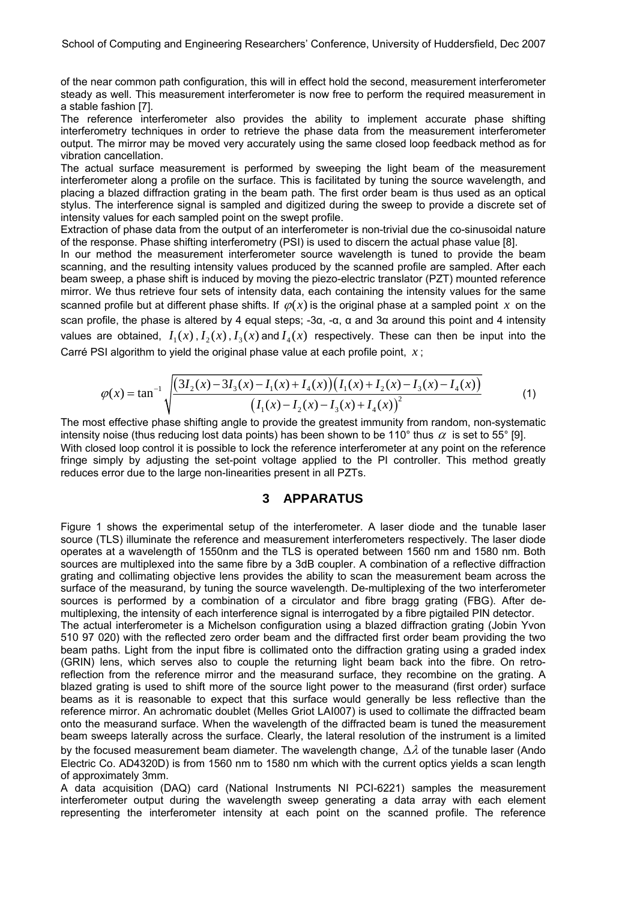of the near common path configuration, this will in effect hold the second, measurement interferometer steady as well. This measurement interferometer is now free to perform the required measurement in a stable fashion [7].

The reference interferometer also provides the ability to implement accurate phase shifting interferometry techniques in order to retrieve the phase data from the measurement interferometer output. The mirror may be moved very accurately using the same closed loop feedback method as for vibration cancellation.

The actual surface measurement is performed by sweeping the light beam of the measurement interferometer along a profile on the surface. This is facilitated by tuning the source wavelength, and placing a blazed diffraction grating in the beam path. The first order beam is thus used as an optical stylus. The interference signal is sampled and digitized during the sweep to provide a discrete set of intensity values for each sampled point on the swept profile.

Extraction of phase data from the output of an interferometer is non-trivial due the co-sinusoidal nature of the response. Phase shifting interferometry (PSI) is used to discern the actual phase value [8].

In our method the measurement interferometer source wavelength is tuned to provide the beam scanning, and the resulting intensity values produced by the scanned profile are sampled. After each beam sweep, a phase shift is induced by moving the piezo-electric translator (PZT) mounted reference mirror. We thus retrieve four sets of intensity data, each containing the intensity values for the same scanned profile but at different phase shifts. If $\varphi(x)$ is the original phase at a sampled point $x$ on the scan profile, the phase is altered by 4 equal steps; -3α, -α, α and 3α around this point and 4 intensity values are obtained, $I_1(x)$, $I_2(x)$, $I_3(x)$ and $I_4(x)$ respectively. These can then be input into the Carré PSI algorithm to yield the original phase value at each profile point, $x$;

$$\varphi(x) = \tan^{-1}\sqrt{\frac{\left(3I_2(x) - 3I_3(x) - I_1(x) + I_4(x)\right)\left(I_1(x) + I_2(x) - I_3(x) - I_4(x)\right)}{\left(I_1(x) - I_2(x) - I_3(x) + I_4(x)\right)^2}} \quad (1)$$

The most effective phase shifting angle to provide the greatest immunity from random, non-systematic intensity noise (thus reducing lost data points) has been shown to be 110° thus $\alpha$ is set to 55° [9].

With closed loop control it is possible to lock the reference interferometer at any point on the reference fringe simply by adjusting the set-point voltage applied to the PI controller. This method greatly reduces error due to the large non-linearities present in all PZTs.

## 3 APPARATUS

Figure 1 shows the experimental setup of the interferometer. A laser diode and the tunable laser source (TLS) illuminate the reference and measurement interferometers respectively. The laser diode operates at a wavelength of 1550nm and the TLS is operated between 1560 nm and 1580 nm. Both sources are multiplexed into the same fibre by a 3dB coupler. A combination of a reflective diffraction grating and collimating objective lens provides the ability to scan the measurement beam across the surface of the measurand, by tuning the source wavelength. De-multiplexing of the two interferometer sources is performed by a combination of a circulator and fibre bragg grating (FBG). After de-multiplexing, the intensity of each interference signal is interrogated by a fibre pigtailed PIN detector.

The actual interferometer is a Michelson configuration using a blazed diffraction grating (Jobin Yvon 510 97 020) with the reflected zero order beam and the diffracted first order beam providing the two beam paths. Light from the input fibre is collimated onto the diffraction grating using a graded index (GRIN) lens, which serves also to couple the returning light beam back into the fibre. On retro-reflection from the reference mirror and the measurand surface, they recombine on the grating. A blazed grating is used to shift more of the source light power to the measurand (first order) surface beams as it is reasonable to expect that this surface would generally be less reflective than the reference mirror. An achromatic doublet (Melles Griot LAI007) is used to collimate the diffracted beam onto the measurand surface. When the wavelength of the diffracted beam is tuned the measurement beam sweeps laterally across the surface. Clearly, the lateral resolution of the instrument is a limited by the focused measurement beam diameter. The wavelength change, $\Delta\lambda$ of the tunable laser (Ando Electric Co. AD4320D) is from 1560 nm to 1580 nm which with the current optics yields a scan length of approximately 3mm.

A data acquisition (DAQ) card (National Instruments NI PCI-6221) samples the measurement interferometer output during the wavelength sweep generating a data array with each element representing the interferometer intensity at each point on the scanned profile. The reference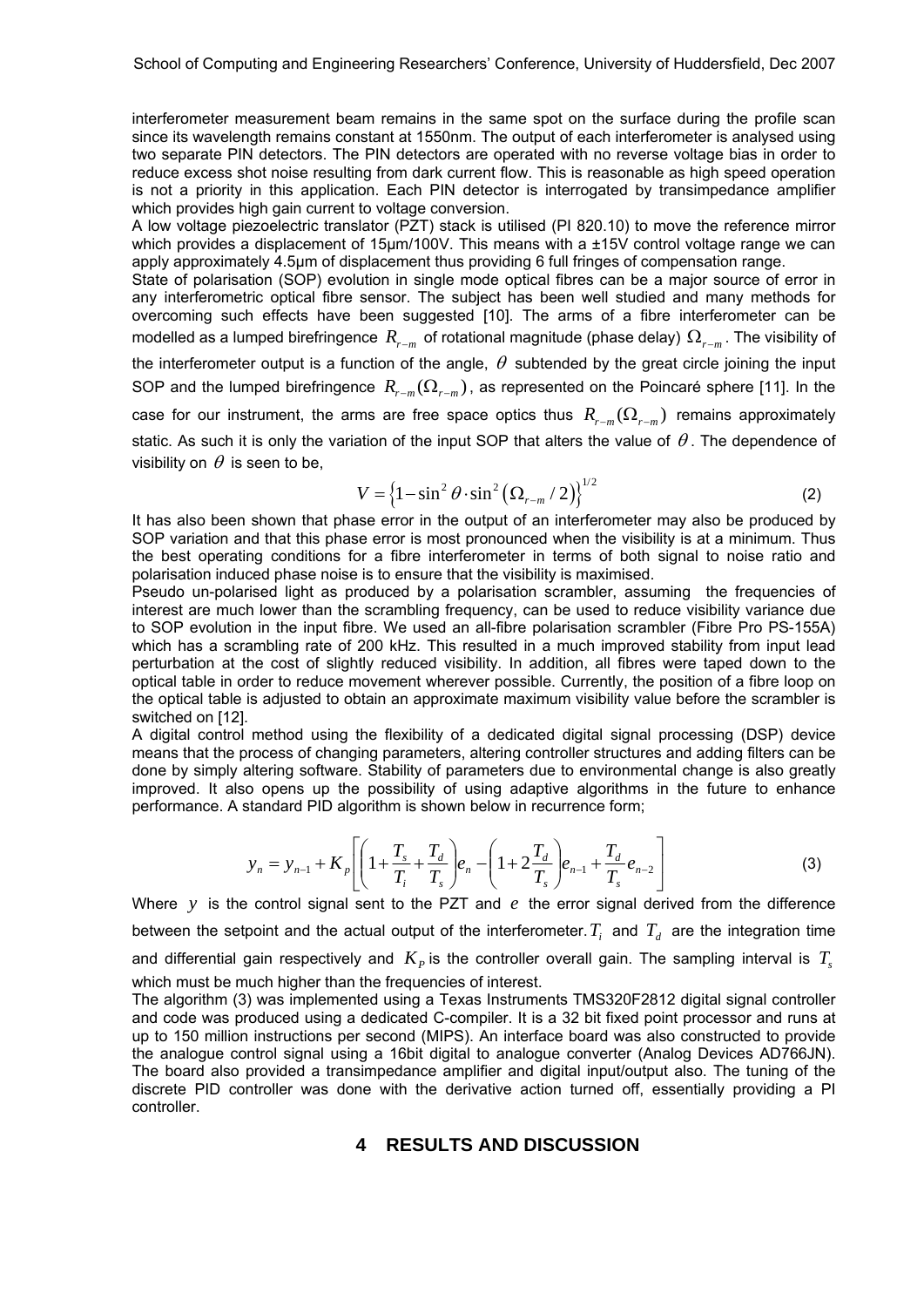interferometer measurement beam remains in the same spot on the surface during the profile scan since its wavelength remains constant at 1550nm. The output of each interferometer is analysed using two separate PIN detectors. The PIN detectors are operated with no reverse voltage bias in order to reduce excess shot noise resulting from dark current flow. This is reasonable as high speed operation is not a priority in this application. Each PIN detector is interrogated by transimpedance amplifier which provides high gain current to voltage conversion.

A low voltage piezoelectric translator (PZT) stack is utilised (PI 820.10) to move the reference mirror which provides a displacement of 15µm/100V. This means with a ±15V control voltage range we can apply approximately 4.5µm of displacement thus providing 6 full fringes of compensation range.

State of polarisation (SOP) evolution in single mode optical fibres can be a major source of error in any interferometric optical fibre sensor. The subject has been well studied and many methods for overcoming such effects have been suggested [10]. The arms of a fibre interferometer can be modelled as a lumped birefringence $R_{r-m}$ of rotational magnitude (phase delay) $\Omega_{r-m}$. The visibility of the interferometer output is a function of the angle, $\theta$ subtended by the great circle joining the input SOP and the lumped birefringence $R_{r-m}(\Omega_{r-m})$, as represented on the Poincaré sphere [11]. In the case for our instrument, the arms are free space optics thus $R_{r-m}(\Omega_{r-m})$ remains approximately static. As such it is only the variation of the input SOP that alters the value of $\theta$. The dependence of visibility on $\theta$ is seen to be,

$$V = \left\{1 - \sin^2\theta \cdot \sin^2\left(\Omega_{r-m}/2\right)\right\}^{1/2} \tag{2}$$

It has also been shown that phase error in the output of an interferometer may also be produced by SOP variation and that this phase error is most pronounced when the visibility is at a minimum. Thus the best operating conditions for a fibre interferometer in terms of both signal to noise ratio and polarisation induced phase noise is to ensure that the visibility is maximised.

Pseudo un-polarised light as produced by a polarisation scrambler, assuming the frequencies of interest are much lower than the scrambling frequency, can be used to reduce visibility variance due to SOP evolution in the input fibre. We used an all-fibre polarisation scrambler (Fibre Pro PS-155A) which has a scrambling rate of 200 kHz. This resulted in a much improved stability from input lead perturbation at the cost of slightly reduced visibility. In addition, all fibres were taped down to the optical table in order to reduce movement wherever possible. Currently, the position of a fibre loop on the optical table is adjusted to obtain an approximate maximum visibility value before the scrambler is switched on [12].

A digital control method using the flexibility of a dedicated digital signal processing (DSP) device means that the process of changing parameters, altering controller structures and adding filters can be done by simply altering software. Stability of parameters due to environmental change is also greatly improved. It also opens up the possibility of using adaptive algorithms in the future to enhance performance. A standard PID algorithm is shown below in recurrence form;

$$y_n = y_{n-1} + K_p\left[\left(1 + \frac{T_s}{T_i} + \frac{T_d}{T_s}\right)e_n - \left(1 + 2\frac{T_d}{T_s}\right)e_{n-1} + \frac{T_d}{T_s}e_{n-2}\right] \tag{3}$$

Where $y$ is the control signal sent to the PZT and $e$ the error signal derived from the difference between the setpoint and the actual output of the interferometer. $T_i$ and $T_d$ are the integration time and differential gain respectively and $K_P$ is the controller overall gain. The sampling interval is $T_s$ which must be much higher than the frequencies of interest.

The algorithm (3) was implemented using a Texas Instruments TMS320F2812 digital signal controller and code was produced using a dedicated C-compiler. It is a 32 bit fixed point processor and runs at up to 150 million instructions per second (MIPS). An interface board was also constructed to provide the analogue control signal using a 16bit digital to analogue converter (Analog Devices AD766JN). The board also provided a transimpedance amplifier and digital input/output also. The tuning of the discrete PID controller was done with the derivative action turned off, essentially providing a PI controller.

## 4 RESULTS AND DISCUSSION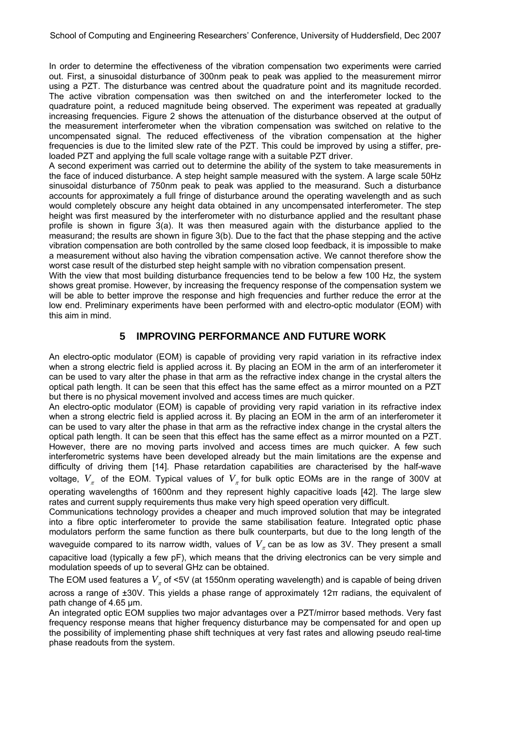In order to determine the effectiveness of the vibration compensation two experiments were carried out. First, a sinusoidal disturbance of 300nm peak to peak was applied to the measurement mirror using a PZT. The disturbance was centred about the quadrature point and its magnitude recorded. The active vibration compensation was then switched on and the interferometer locked to the quadrature point, a reduced magnitude being observed. The experiment was repeated at gradually increasing frequencies. Figure 2 shows the attenuation of the disturbance observed at the output of the measurement interferometer when the vibration compensation was switched on relative to the uncompensated signal. The reduced effectiveness of the vibration compensation at the higher frequencies is due to the limited slew rate of the PZT. This could be improved by using a stiffer, pre-loaded PZT and applying the full scale voltage range with a suitable PZT driver.

A second experiment was carried out to determine the ability of the system to take measurements in the face of induced disturbance. A step height sample measured with the system. A large scale 50Hz sinusoidal disturbance of 750nm peak to peak was applied to the measurand. Such a disturbance accounts for approximately a full fringe of disturbance around the operating wavelength and as such would completely obscure any height data obtained in any uncompensated interferometer. The step height was first measured by the interferometer with no disturbance applied and the resultant phase profile is shown in figure 3(a). It was then measured again with the disturbance applied to the measurand; the results are shown in figure 3(b). Due to the fact that the phase stepping and the active vibration compensation are both controlled by the same closed loop feedback, it is impossible to make a measurement without also having the vibration compensation active. We cannot therefore show the worst case result of the disturbed step height sample with no vibration compensation present.

With the view that most building disturbance frequencies tend to be below a few 100 Hz, the system shows great promise. However, by increasing the frequency response of the compensation system we will be able to better improve the response and high frequencies and further reduce the error at the low end. Preliminary experiments have been performed with and electro-optic modulator (EOM) with this aim in mind.

## 5 IMPROVING PERFORMANCE AND FUTURE WORK

An electro-optic modulator (EOM) is capable of providing very rapid variation in its refractive index when a strong electric field is applied across it. By placing an EOM in the arm of an interferometer it can be used to vary alter the phase in that arm as the refractive index change in the crystal alters the optical path length. It can be seen that this effect has the same effect as a mirror mounted on a PZT but there is no physical movement involved and access times are much quicker.

An electro-optic modulator (EOM) is capable of providing very rapid variation in its refractive index when a strong electric field is applied across it. By placing an EOM in the arm of an interferometer it can be used to vary alter the phase in that arm as the refractive index change in the crystal alters the optical path length. It can be seen that this effect has the same effect as a mirror mounted on a PZT. However, there are no moving parts involved and access times are much quicker. A few such interferometric systems have been developed already but the main limitations are the expense and difficulty of driving them [14]. Phase retardation capabilities are characterised by the half-wave voltage, $V_\pi$ of the EOM. Typical values of $V_\pi$ for bulk optic EOMs are in the range of 300V at operating wavelengths of 1600nm and they represent highly capacitive loads [42]. The large slew rates and current supply requirements thus make very high speed operation very difficult.

Communications technology provides a cheaper and much improved solution that may be integrated into a fibre optic interferometer to provide the same stabilisation feature. Integrated optic phase modulators perform the same function as there bulk counterparts, but due to the long length of the waveguide compared to its narrow width, values of $V_\pi$ can be as low as 3V. They present a small capacitive load (typically a few pF), which means that the driving electronics can be very simple and modulation speeds of up to several GHz can be obtained.

The EOM used features a $V_\pi$ of <5V (at 1550nm operating wavelength) and is capable of being driven across a range of ±30V. This yields a phase range of approximately 12π radians, the equivalent of path change of 4.65 µm.

An integrated optic EOM supplies two major advantages over a PZT/mirror based methods. Very fast frequency response means that higher frequency disturbance may be compensated for and open up the possibility of implementing phase shift techniques at very fast rates and allowing pseudo real-time phase readouts from the system.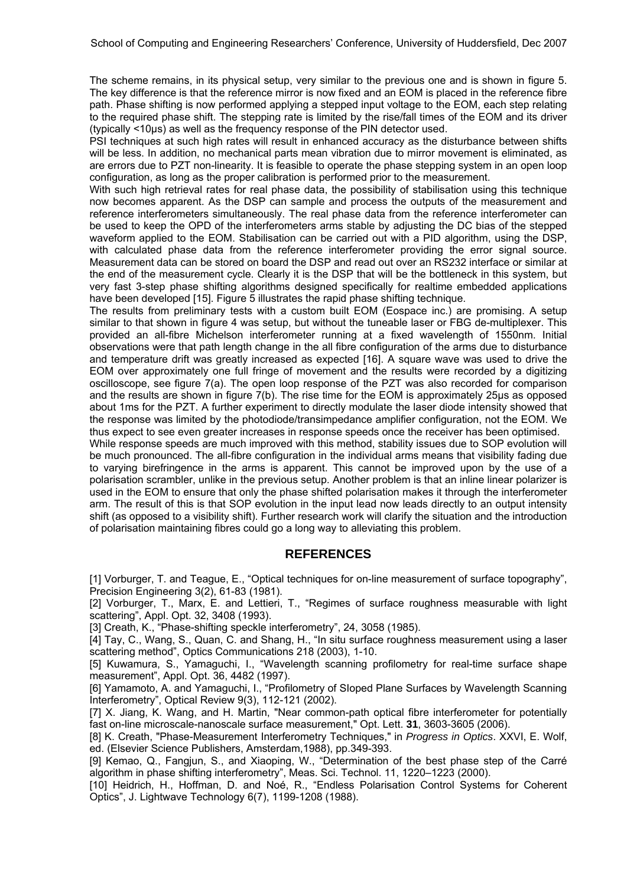The scheme remains, in its physical setup, very similar to the previous one and is shown in figure 5. The key difference is that the reference mirror is now fixed and an EOM is placed in the reference fibre path. Phase shifting is now performed applying a stepped input voltage to the EOM, each step relating to the required phase shift. The stepping rate is limited by the rise/fall times of the EOM and its driver (typically <10μs) as well as the frequency response of the PIN detector used.
PSI techniques at such high rates will result in enhanced accuracy as the disturbance between shifts will be less. In addition, no mechanical parts mean vibration due to mirror movement is eliminated, as are errors due to PZT non-linearity. It is feasible to operate the phase stepping system in an open loop configuration, as long as the proper calibration is performed prior to the measurement.
With such high retrieval rates for real phase data, the possibility of stabilisation using this technique now becomes apparent. As the DSP can sample and process the outputs of the measurement and reference interferometers simultaneously. The real phase data from the reference interferometer can be used to keep the OPD of the interferometers arms stable by adjusting the DC bias of the stepped waveform applied to the EOM. Stabilisation can be carried out with a PID algorithm, using the DSP, with calculated phase data from the reference interferometer providing the error signal source. Measurement data can be stored on board the DSP and read out over an RS232 interface or similar at the end of the measurement cycle. Clearly it is the DSP that will be the bottleneck in this system, but very fast 3-step phase shifting algorithms designed specifically for realtime embedded applications have been developed [15]. Figure 5 illustrates the rapid phase shifting technique.
The results from preliminary tests with a custom built EOM (Eospace inc.) are promising. A setup similar to that shown in figure 4 was setup, but without the tuneable laser or FBG de-multiplexer. This provided an all-fibre Michelson interferometer running at a fixed wavelength of 1550nm. Initial observations were that path length change in the all fibre configuration of the arms due to disturbance and temperature drift was greatly increased as expected [16]. A square wave was used to drive the EOM over approximately one full fringe of movement and the results were recorded by a digitizing oscilloscope, see figure 7(a). The open loop response of the PZT was also recorded for comparison and the results are shown in figure 7(b). The rise time for the EOM is approximately 25μs as opposed about 1ms for the PZT. A further experiment to directly modulate the laser diode intensity showed that the response was limited by the photodiode/transimpedance amplifier configuration, not the EOM. We thus expect to see even greater increases in response speeds once the receiver has been optimised.
While response speeds are much improved with this method, stability issues due to SOP evolution will be much pronounced. The all-fibre configuration in the individual arms means that visibility fading due to varying birefringence in the arms is apparent. This cannot be improved upon by the use of a polarisation scrambler, unlike in the previous setup. Another problem is that an inline linear polarizer is used in the EOM to ensure that only the phase shifted polarisation makes it through the interferometer arm. The result of this is that SOP evolution in the input lead now leads directly to an output intensity shift (as opposed to a visibility shift). Further research work will clarify the situation and the introduction of polarisation maintaining fibres could go a long way to alleviating this problem.

## REFERENCES

[1] Vorburger, T. and Teague, E., "Optical techniques for on-line measurement of surface topography", Precision Engineering 3(2), 61-83 (1981).

[2] Vorburger, T., Marx, E. and Lettieri, T., "Regimes of surface roughness measurable with light scattering", Appl. Opt. 32, 3408 (1993).

[3] Creath, K., "Phase-shifting speckle interferometry", 24, 3058 (1985).

[4] Tay, C., Wang, S., Quan, C. and Shang, H., "In situ surface roughness measurement using a laser scattering method", Optics Communications 218 (2003), 1-10.

[5] Kuwamura, S., Yamaguchi, I., "Wavelength scanning profilometry for real-time surface shape measurement", Appl. Opt. 36, 4482 (1997).

[6] Yamamoto, A. and Yamaguchi, I., "Profilometry of Sloped Plane Surfaces by Wavelength Scanning Interferometry", Optical Review 9(3), 112-121 (2002).

[7] X. Jiang, K. Wang, and H. Martin, "Near common-path optical fibre interferometer for potentially fast on-line microscale-nanoscale surface measurement," Opt. Lett. **31**, 3603-3605 (2006).

[8] K. Creath, "Phase-Measurement Interferometry Techniques," in *Progress in Optics*. XXVI, E. Wolf, ed. (Elsevier Science Publishers, Amsterdam,1988), pp.349-393.

[9] Kemao, Q., Fangjun, S., and Xiaoping, W., "Determination of the best phase step of the Carré algorithm in phase shifting interferometry", Meas. Sci. Technol. 11, 1220–1223 (2000).

[10] Heidrich, H., Hoffman, D. and Noé, R., "Endless Polarisation Control Systems for Coherent Optics", J. Lightwave Technology 6(7), 1199-1208 (1988).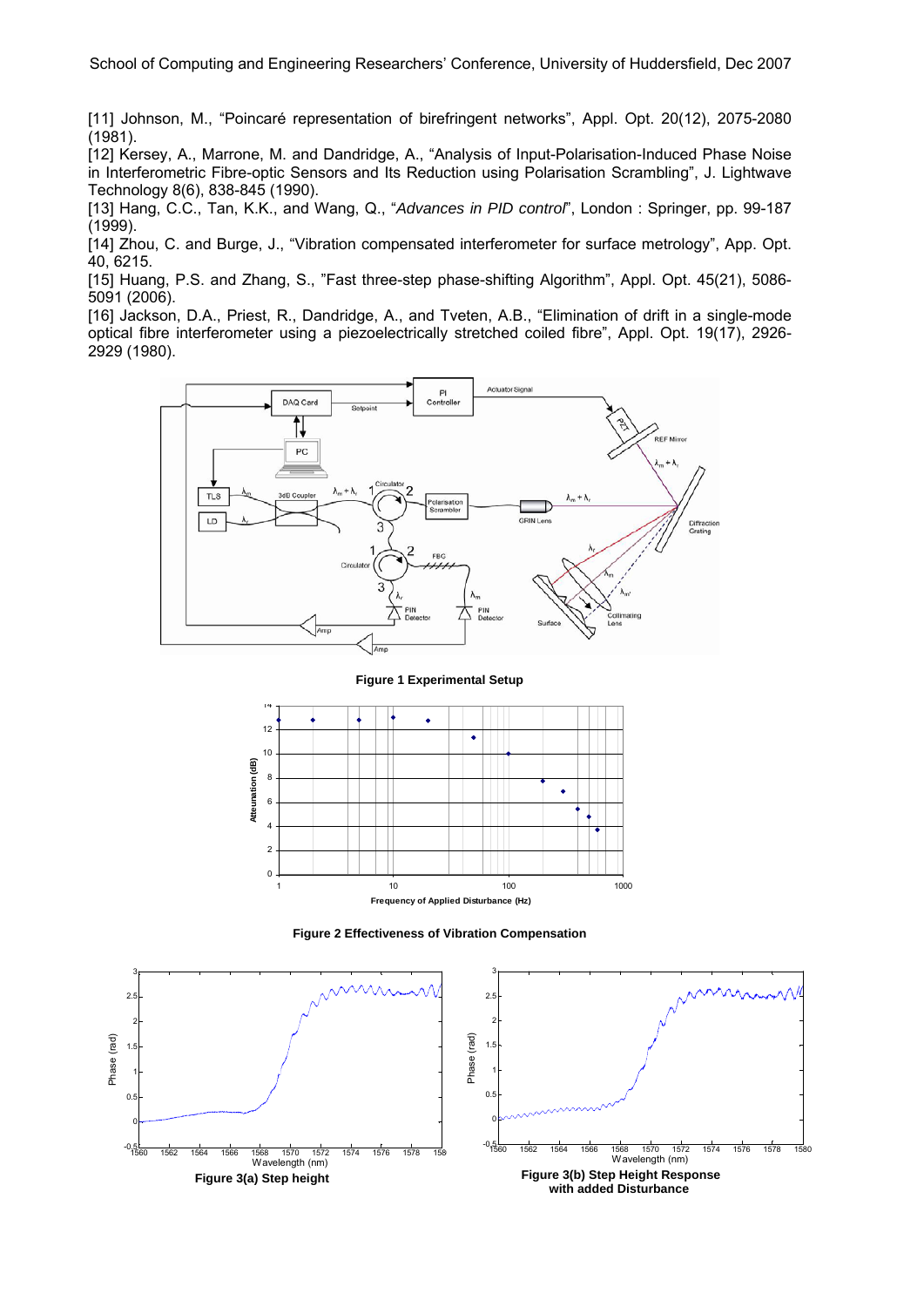[11] Johnson, M., "Poincaré representation of birefringent networks", Appl. Opt. 20(12), 2075-2080 (1981).

[12] Kersey, A., Marrone, M. and Dandridge, A., "Analysis of Input-Polarisation-Induced Phase Noise in Interferometric Fibre-optic Sensors and Its Reduction using Polarisation Scrambling", J. Lightwave Technology 8(6), 838-845 (1990).

[13] Hang, C.C., Tan, K.K., and Wang, Q., "*Advances in PID control*", London : Springer, pp. 99-187 (1999).

[14] Zhou, C. and Burge, J., "Vibration compensated interferometer for surface metrology", App. Opt. 40, 6215.

[15] Huang, P.S. and Zhang, S., "Fast three-step phase-shifting Algorithm", Appl. Opt. 45(21), 5086-5091 (2006).

[16] Jackson, D.A., Priest, R., Dandridge, A., and Tveten, A.B., "Elimination of drift in a single-mode optical fibre interferometer using a piezoelectrically stretched coiled fibre", Appl. Opt. 19(17), 2926-2929 (1980).

**Figure 1 Experimental Setup**

**Figure 2 Effectiveness of Vibration Compensation**

**Figure 3(a) Step height**

**Figure 3(b) Step Height Response with added Disturbance**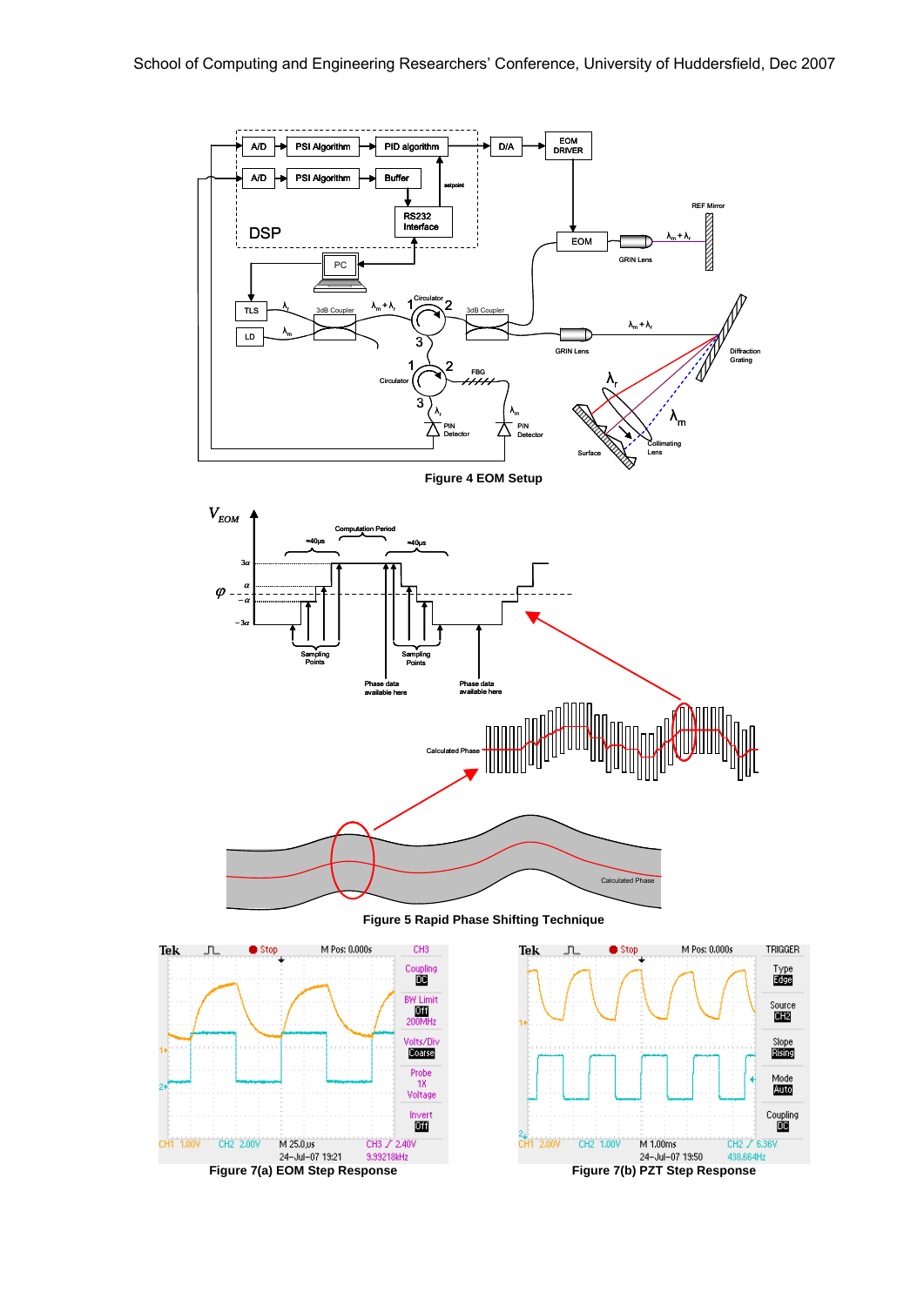DSP

A/D

PSI Algorithm

PID algorithm

A/D

PSI Algorithm

Buffer

setpoint

RS232 Interface

D/A

EOM DRIVER

EOM

GRIN Lens

REF Mirror

$\lambda_m + \lambda_r$

PC

TLS

LD

$\lambda_r$

$\lambda_m$

3dB Coupler

$\lambda_m + \lambda_r$

Circulator

1

2

3

3dB Coupler

GRIN Lens

$\lambda_m + \lambda_r$

Diffraction Grating

1

2

Circulator

3

FBG

$\lambda_r$

$\lambda_m$

PIN Detector

PIN Detector

$\lambda_r$

$\lambda_m$

Surface

Collimating Lens

**Figure 4 EOM Setup**

$V_{EOM}$

Computation Period

≈40µs

≈40µs

$3\alpha$

$\alpha$

$\varphi$

$-\alpha$

$-3\alpha$

Sampling Points

Sampling Points

Phase data available here

Phase data available here

Calculated Phase

Calculated Phase

**Figure 5 Rapid Phase Shifting Technique**

Tek Stop M Pos: 0.000s CH3 Coupling DC BW Limit Off 200MHz Volts/Div Coarse Probe 1X Voltage Invert Off

CH1 1.00V CH2 2.00V M 25.0µs CH3 ∕ 2.40V 24–Jul–07 13:21 9.99218kHz

**Figure 7(a) EOM Step Response**

Tek Stop M Pos: 0.000s TRIGGER Type Edge Source CH2 Slope Rising Mode Auto Coupling DC

CH1 2.00V CH2 1.00V M 1.00ms CH2 ∕ 6.36V 24–Jul–07 13:50 438.664Hz

**Figure 7(b) PZT Step Response**